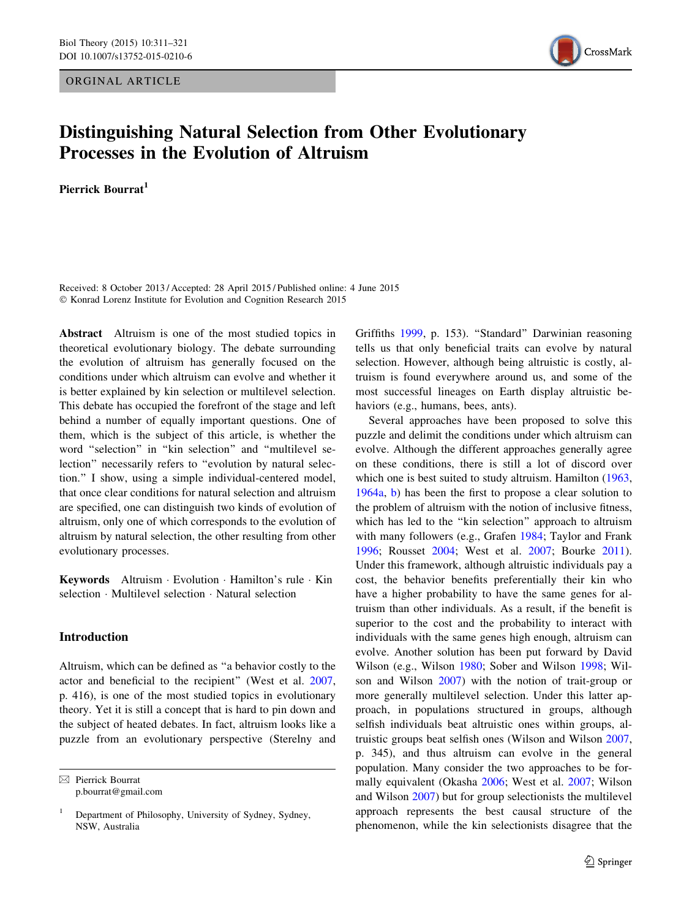ORGINAL ARTICLE

# Distinguishing Natural Selection from Other Evolutionary Processes in the Evolution of Altruism

**Pierrick Bourrat**[1]

Received: 8 October 2013 / Accepted: 28 April 2015 / Published online: 4 June 2015
© Konrad Lorenz Institute for Evolution and Cognition Research 2015

**Abstract** Altruism is one of the most studied topics in theoretical evolutionary biology. The debate surrounding the evolution of altruism has generally focused on the conditions under which altruism can evolve and whether it is better explained by kin selection or multilevel selection. This debate has occupied the forefront of the stage and left behind a number of equally important questions. One of them, which is the subject of this article, is whether the word "selection" in "kin selection" and "multilevel selection" necessarily refers to "evolution by natural selection." I show, using a simple individual-centered model, that once clear conditions for natural selection and altruism are specified, one can distinguish two kinds of evolution of altruism, only one of which corresponds to the evolution of altruism by natural selection, the other resulting from other evolutionary processes.

**Keywords** Altruism · Evolution · Hamilton's rule · Kin selection · Multilevel selection · Natural selection

## Introduction

Altruism, which can be defined as "a behavior costly to the actor and beneficial to the recipient" (West et al. 2007, p. 416), is one of the most studied topics in evolutionary theory. Yet it is still a concept that is hard to pin down and the subject of heated debates. In fact, altruism looks like a puzzle from an evolutionary perspective (Sterelny and Griffiths 1999, p. 153). "Standard" Darwinian reasoning tells us that only beneficial traits can evolve by natural selection. However, although being altruistic is costly, altruism is found everywhere around us, and some of the most successful lineages on Earth display altruistic behaviors (e.g., humans, bees, ants).

Several approaches have been proposed to solve this puzzle and delimit the conditions under which altruism can evolve. Although the different approaches generally agree on these conditions, there is still a lot of discord over which one is best suited to study altruism. Hamilton (1963, 1964a, b) has been the first to propose a clear solution to the problem of altruism with the notion of inclusive fitness, which has led to the "kin selection" approach to altruism with many followers (e.g., Grafen 1984; Taylor and Frank 1996; Rousset 2004; West et al. 2007; Bourke 2011). Under this framework, although altruistic individuals pay a cost, the behavior benefits preferentially their kin who have a higher probability to have the same genes for altruism than other individuals. As a result, if the benefit is superior to the cost and the probability to interact with individuals with the same genes high enough, altruism can evolve. Another solution has been put forward by David Wilson (e.g., Wilson 1980; Sober and Wilson 1998; Wilson and Wilson 2007) with the notion of trait-group or more generally multilevel selection. Under this latter approach, in populations structured in groups, although selfish individuals beat altruistic ones within groups, altruistic groups beat selfish ones (Wilson and Wilson 2007, p. 345), and thus altruism can evolve in the general population. Many consider the two approaches to be formally equivalent (Okasha 2006; West et al. 2007; Wilson and Wilson 2007) but for group selectionists the multilevel approach represents the best causal structure of the phenomenon, while the kin selectionists disagree that the

---

✉ Pierrick Bourrat
p.bourrat@gmail.com

[1] Department of Philosophy, University of Sydney, Sydney, NSW, Australia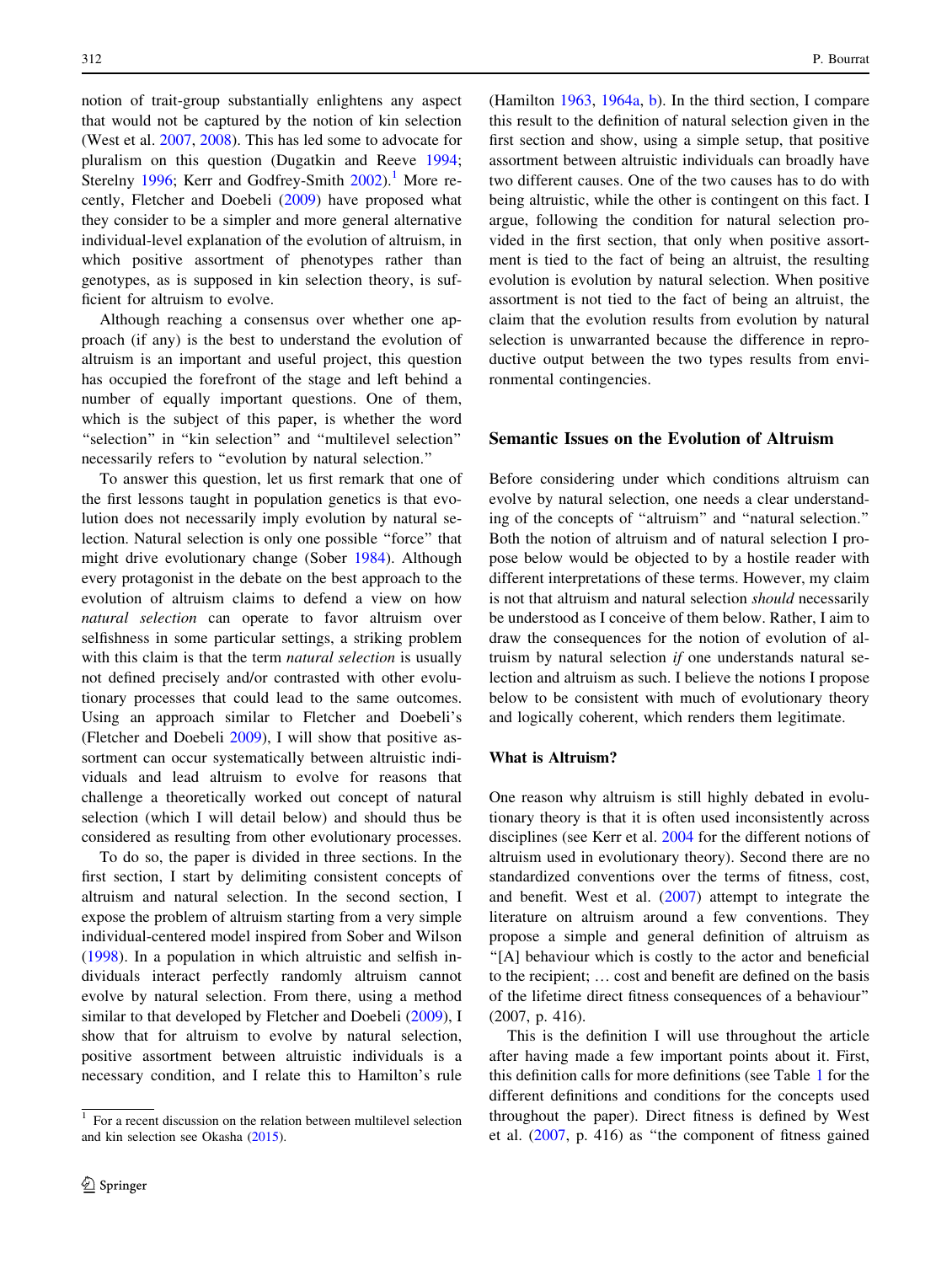notion of trait-group substantially enlightens any aspect that would not be captured by the notion of kin selection (West et al. 2007, 2008). This has led some to advocate for pluralism on this question (Dugatkin and Reeve 1994; Sterelny 1996; Kerr and Godfrey-Smith 2002).[1] More recently, Fletcher and Doebeli (2009) have proposed what they consider to be a simpler and more general alternative individual-level explanation of the evolution of altruism, in which positive assortment of phenotypes rather than genotypes, as is supposed in kin selection theory, is sufficient for altruism to evolve.

Although reaching a consensus over whether one approach (if any) is the best to understand the evolution of altruism is an important and useful project, this question has occupied the forefront of the stage and left behind a number of equally important questions. One of them, which is the subject of this paper, is whether the word "selection" in "kin selection" and "multilevel selection" necessarily refers to "evolution by natural selection."

To answer this question, let us first remark that one of the first lessons taught in population genetics is that evolution does not necessarily imply evolution by natural selection. Natural selection is only one possible "force" that might drive evolutionary change (Sober 1984). Although every protagonist in the debate on the best approach to the evolution of altruism claims to defend a view on how *natural selection* can operate to favor altruism over selfishness in some particular settings, a striking problem with this claim is that the term *natural selection* is usually not defined precisely and/or contrasted with other evolutionary processes that could lead to the same outcomes. Using an approach similar to Fletcher and Doebeli's (Fletcher and Doebeli 2009), I will show that positive assortment can occur systematically between altruistic individuals and lead altruism to evolve for reasons that challenge a theoretically worked out concept of natural selection (which I will detail below) and should thus be considered as resulting from other evolutionary processes.

To do so, the paper is divided in three sections. In the first section, I start by delimiting consistent concepts of altruism and natural selection. In the second section, I expose the problem of altruism starting from a very simple individual-centered model inspired from Sober and Wilson (1998). In a population in which altruistic and selfish individuals interact perfectly randomly altruism cannot evolve by natural selection. From there, using a method similar to that developed by Fletcher and Doebeli (2009), I show that for altruism to evolve by natural selection, positive assortment between altruistic individuals is a necessary condition, and I relate this to Hamilton's rule (Hamilton 1963, 1964a, b). In the third section, I compare this result to the definition of natural selection given in the first section and show, using a simple setup, that positive assortment between altruistic individuals can broadly have two different causes. One of the two causes has to do with being altruistic, while the other is contingent on this fact. I argue, following the condition for natural selection provided in the first section, that only when positive assortment is tied to the fact of being an altruist, the resulting evolution is evolution by natural selection. When positive assortment is not tied to the fact of being an altruist, the claim that the evolution results from evolution by natural selection is unwarranted because the difference in reproductive output between the two types results from environmental contingencies.

## Semantic Issues on the Evolution of Altruism

Before considering under which conditions altruism can evolve by natural selection, one needs a clear understanding of the concepts of "altruism" and "natural selection." Both the notion of altruism and of natural selection I propose below would be objected to by a hostile reader with different interpretations of these terms. However, my claim is not that altruism and natural selection *should* necessarily be understood as I conceive of them below. Rather, I aim to draw the consequences for the notion of evolution of altruism by natural selection *if* one understands natural selection and altruism as such. I believe the notions I propose below to be consistent with much of evolutionary theory and logically coherent, which renders them legitimate.

### What is Altruism?

One reason why altruism is still highly debated in evolutionary theory is that it is often used inconsistently across disciplines (see Kerr et al. 2004 for the different notions of altruism used in evolutionary theory). Second there are no standardized conventions over the terms of fitness, cost, and benefit. West et al. (2007) attempt to integrate the literature on altruism around a few conventions. They propose a simple and general definition of altruism as "[A] behaviour which is costly to the actor and beneficial to the recipient; … cost and benefit are defined on the basis of the lifetime direct fitness consequences of a behaviour" (2007, p. 416).

This is the definition I will use throughout the article after having made a few important points about it. First, this definition calls for more definitions (see Table 1 for the different definitions and conditions for the concepts used throughout the paper). Direct fitness is defined by West et al. (2007, p. 416) as "the component of fitness gained

[1] For a recent discussion on the relation between multilevel selection and kin selection see Okasha (2015).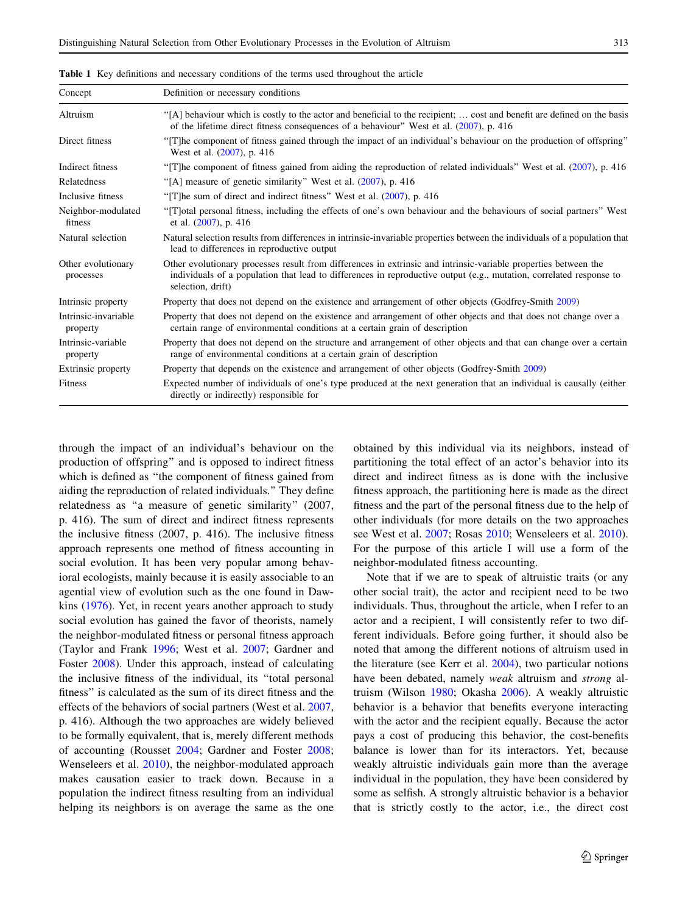**Table 1** Key definitions and necessary conditions of the terms used throughout the article

| Concept | Definition or necessary conditions |
|---|---|
| Altruism | "[A] behaviour which is costly to the actor and beneficial to the recipient; … cost and benefit are defined on the basis of the lifetime direct fitness consequences of a behaviour" West et al. (2007), p. 416 |
| Direct fitness | "[T]he component of fitness gained through the impact of an individual's behaviour on the production of offspring" West et al. (2007), p. 416 |
| Indirect fitness | "[T]he component of fitness gained from aiding the reproduction of related individuals" West et al. (2007), p. 416 |
| Relatedness | "[A] measure of genetic similarity" West et al. (2007), p. 416 |
| Inclusive fitness | "[T]he sum of direct and indirect fitness" West et al. (2007), p. 416 |
| Neighbor-modulated fitness | "[T]otal personal fitness, including the effects of one's own behaviour and the behaviours of social partners" West et al. (2007), p. 416 |
| Natural selection | Natural selection results from differences in intrinsic-invariable properties between the individuals of a population that lead to differences in reproductive output |
| Other evolutionary processes | Other evolutionary processes result from differences in extrinsic and intrinsic-variable properties between the individuals of a population that lead to differences in reproductive output (e.g., mutation, correlated response to selection, drift) |
| Intrinsic property | Property that does not depend on the existence and arrangement of other objects (Godfrey-Smith 2009) |
| Intrinsic-invariable property | Property that does not depend on the existence and arrangement of other objects and that does not change over a certain range of environmental conditions at a certain grain of description |
| Intrinsic-variable property | Property that does not depend on the structure and arrangement of other objects and that can change over a certain range of environmental conditions at a certain grain of description |
| Extrinsic property | Property that depends on the existence and arrangement of other objects (Godfrey-Smith 2009) |
| Fitness | Expected number of individuals of one's type produced at the next generation that an individual is causally (either directly or indirectly) responsible for |

through the impact of an individual's behaviour on the production of offspring" and is opposed to indirect fitness which is defined as "the component of fitness gained from aiding the reproduction of related individuals." They define relatedness as "a measure of genetic similarity" (2007, p. 416). The sum of direct and indirect fitness represents the inclusive fitness (2007, p. 416). The inclusive fitness approach represents one method of fitness accounting in social evolution. It has been very popular among behavioral ecologists, mainly because it is easily associable to an agential view of evolution such as the one found in Dawkins (1976). Yet, in recent years another approach to study social evolution has gained the favor of theorists, namely the neighbor-modulated fitness or personal fitness approach (Taylor and Frank 1996; West et al. 2007; Gardner and Foster 2008). Under this approach, instead of calculating the inclusive fitness of the individual, its "total personal fitness" is calculated as the sum of its direct fitness and the effects of the behaviors of social partners (West et al. 2007, p. 416). Although the two approaches are widely believed to be formally equivalent, that is, merely different methods of accounting (Rousset 2004; Gardner and Foster 2008; Wenseleers et al. 2010), the neighbor-modulated approach makes causation easier to track down. Because in a population the indirect fitness resulting from an individual helping its neighbors is on average the same as the one obtained by this individual via its neighbors, instead of partitioning the total effect of an actor's behavior into its direct and indirect fitness as is done with the inclusive fitness approach, the partitioning here is made as the direct fitness and the part of the personal fitness due to the help of other individuals (for more details on the two approaches see West et al. 2007; Rosas 2010; Wenseleers et al. 2010). For the purpose of this article I will use a form of the neighbor-modulated fitness accounting.

Note that if we are to speak of altruistic traits (or any other social trait), the actor and recipient need to be two individuals. Thus, throughout the article, when I refer to an actor and a recipient, I will consistently refer to two different individuals. Before going further, it should also be noted that among the different notions of altruism used in the literature (see Kerr et al. 2004), two particular notions have been debated, namely *weak* altruism and *strong* altruism (Wilson 1980; Okasha 2006). A weakly altruistic behavior is a behavior that benefits everyone interacting with the actor and the recipient equally. Because the actor pays a cost of producing this behavior, the cost-benefits balance is lower than for its interactors. Yet, because weakly altruistic individuals gain more than the average individual in the population, they have been considered by some as selfish. A strongly altruistic behavior is a behavior that is strictly costly to the actor, i.e., the direct cost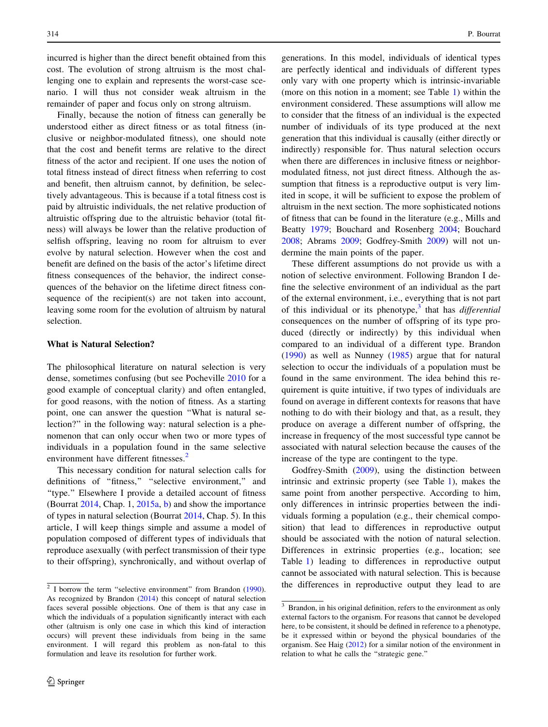incurred is higher than the direct benefit obtained from this cost. The evolution of strong altruism is the most challenging one to explain and represents the worst-case scenario. I will thus not consider weak altruism in the remainder of paper and focus only on strong altruism.

Finally, because the notion of fitness can generally be understood either as direct fitness or as total fitness (inclusive or neighbor-modulated fitness), one should note that the cost and benefit terms are relative to the direct fitness of the actor and recipient. If one uses the notion of total fitness instead of direct fitness when referring to cost and benefit, then altruism cannot, by definition, be selectively advantageous. This is because if a total fitness cost is paid by altruistic individuals, the net relative production of altruistic offspring due to the altruistic behavior (total fitness) will always be lower than the relative production of selfish offspring, leaving no room for altruism to ever evolve by natural selection. However when the cost and benefit are defined on the basis of the actor's lifetime direct fitness consequences of the behavior, the indirect consequences of the behavior on the lifetime direct fitness consequence of the recipient(s) are not taken into account, leaving some room for the evolution of altruism by natural selection.

### What is Natural Selection?

The philosophical literature on natural selection is very dense, sometimes confusing (but see Pocheville 2010 for a good example of conceptual clarity) and often entangled, for good reasons, with the notion of fitness. As a starting point, one can answer the question "What is natural selection?" in the following way: natural selection is a phenomenon that can only occur when two or more types of individuals in a population found in the same selective environment have different fitnesses.[2]

This necessary condition for natural selection calls for definitions of "fitness," "selective environment," and "type." Elsewhere I provide a detailed account of fitness (Bourrat 2014, Chap. 1, 2015a, b) and show the importance of types in natural selection (Bourrat 2014, Chap. 5). In this article, I will keep things simple and assume a model of population composed of different types of individuals that reproduce asexually (with perfect transmission of their type to their offspring), synchronically, and without overlap of generations. In this model, individuals of identical types are perfectly identical and individuals of different types only vary with one property which is intrinsic-invariable (more on this notion in a moment; see Table 1) within the environment considered. These assumptions will allow me to consider that the fitness of an individual is the expected number of individuals of its type produced at the next generation that this individual is causally (either directly or indirectly) responsible for. Thus natural selection occurs when there are differences in inclusive fitness or neighbor-modulated fitness, not just direct fitness. Although the assumption that fitness is a reproductive output is very limited in scope, it will be sufficient to expose the problem of altruism in the next section. The more sophisticated notions of fitness that can be found in the literature (e.g., Mills and Beatty 1979; Bouchard and Rosenberg 2004; Bouchard 2008; Abrams 2009; Godfrey-Smith 2009) will not undermine the main points of the paper.

These different assumptions do not provide us with a notion of selective environment. Following Brandon I define the selective environment of an individual as the part of the external environment, i.e., everything that is not part of this individual or its phenotype,[3] that has *differential* consequences on the number of offspring of its type produced (directly or indirectly) by this individual when compared to an individual of a different type. Brandon (1990) as well as Nunney (1985) argue that for natural selection to occur the individuals of a population must be found in the same environment. The idea behind this requirement is quite intuitive, if two types of individuals are found on average in different contexts for reasons that have nothing to do with their biology and that, as a result, they produce on average a different number of offspring, the increase in frequency of the most successful type cannot be associated with natural selection because the causes of the increase of the type are contingent to the type.

Godfrey-Smith (2009), using the distinction between intrinsic and extrinsic property (see Table 1), makes the same point from another perspective. According to him, only differences in intrinsic properties between the individuals forming a population (e.g., their chemical composition) that lead to differences in reproductive output should be associated with the notion of natural selection. Differences in extrinsic properties (e.g., location; see Table 1) leading to differences in reproductive output cannot be associated with natural selection. This is because the differences in reproductive output they lead to are

[2] I borrow the term "selective environment" from Brandon (1990). As recognized by Brandon (2014) this concept of natural selection faces several possible objections. One of them is that any case in which the individuals of a population significantly interact with each other (altruism is only one case in which this kind of interaction occurs) will prevent these individuals from being in the same environment. I will regard this problem as non-fatal to this formulation and leave its resolution for further work.

[3] Brandon, in his original definition, refers to the environment as only external factors to the organism. For reasons that cannot be developed here, to be consistent, it should be defined in reference to a phenotype, be it expressed within or beyond the physical boundaries of the organism. See Haig (2012) for a similar notion of the environment in relation to what he calls the "strategic gene."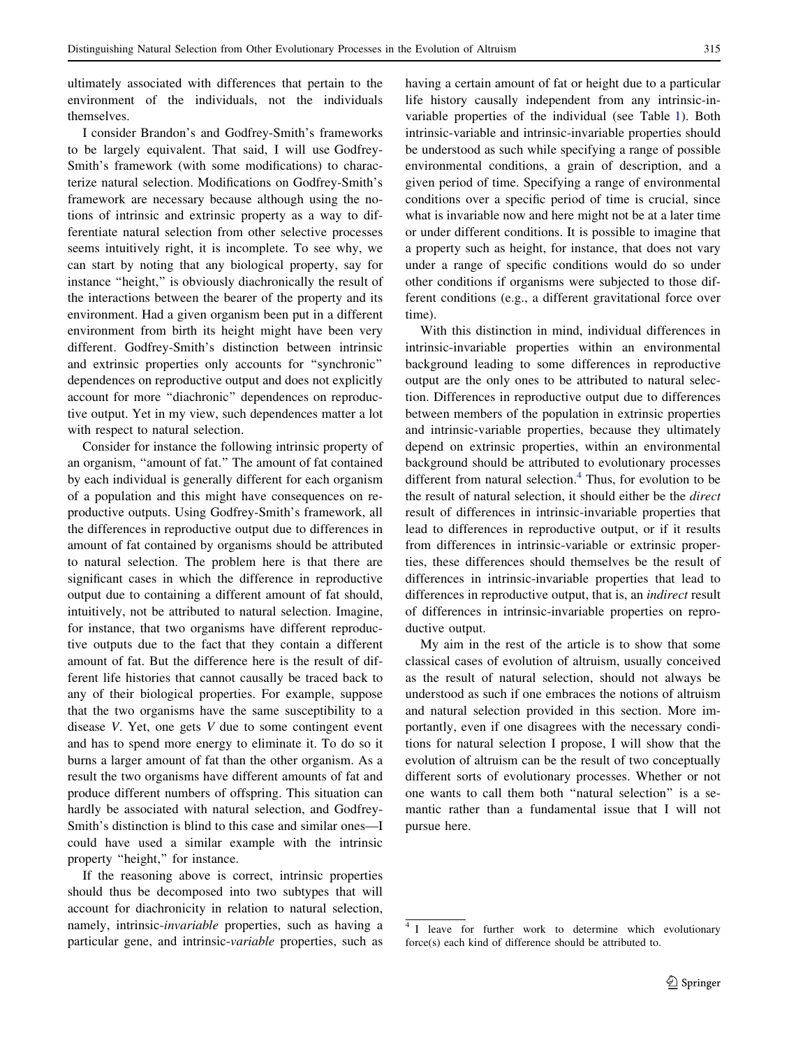ultimately associated with differences that pertain to the environment of the individuals, not the individuals themselves.

I consider Brandon's and Godfrey-Smith's frameworks to be largely equivalent. That said, I will use Godfrey-Smith's framework (with some modifications) to characterize natural selection. Modifications on Godfrey-Smith's framework are necessary because although using the notions of intrinsic and extrinsic property as a way to differentiate natural selection from other selective processes seems intuitively right, it is incomplete. To see why, we can start by noting that any biological property, say for instance "height," is obviously diachronically the result of the interactions between the bearer of the property and its environment. Had a given organism been put in a different environment from birth its height might have been very different. Godfrey-Smith's distinction between intrinsic and extrinsic properties only accounts for "synchronic" dependences on reproductive output and does not explicitly account for more "diachronic" dependences on reproductive output. Yet in my view, such dependences matter a lot with respect to natural selection.

Consider for instance the following intrinsic property of an organism, "amount of fat." The amount of fat contained by each individual is generally different for each organism of a population and this might have consequences on reproductive outputs. Using Godfrey-Smith's framework, all the differences in reproductive output due to differences in amount of fat contained by organisms should be attributed to natural selection. The problem here is that there are significant cases in which the difference in reproductive output due to containing a different amount of fat should, intuitively, not be attributed to natural selection. Imagine, for instance, that two organisms have different reproductive outputs due to the fact that they contain a different amount of fat. But the difference here is the result of different life histories that cannot causally be traced back to any of their biological properties. For example, suppose that the two organisms have the same susceptibility to a disease *V*. Yet, one gets *V* due to some contingent event and has to spend more energy to eliminate it. To do so it burns a larger amount of fat than the other organism. As a result the two organisms have different amounts of fat and produce different numbers of offspring. This situation can hardly be associated with natural selection, and Godfrey-Smith's distinction is blind to this case and similar ones—I could have used a similar example with the intrinsic property "height," for instance.

If the reasoning above is correct, intrinsic properties should thus be decomposed into two subtypes that will account for diachronicity in relation to natural selection, namely, intrinsic-*invariable* properties, such as having a particular gene, and intrinsic-*variable* properties, such as having a certain amount of fat or height due to a particular life history causally independent from any intrinsic-invariable properties of the individual (see Table 1). Both intrinsic-variable and intrinsic-invariable properties should be understood as such while specifying a range of possible environmental conditions, a grain of description, and a given period of time. Specifying a range of environmental conditions over a specific period of time is crucial, since what is invariable now and here might not be at a later time or under different conditions. It is possible to imagine that a property such as height, for instance, that does not vary under a range of specific conditions would do so under other conditions if organisms were subjected to those different conditions (e.g., a different gravitational force over time).

With this distinction in mind, individual differences in intrinsic-invariable properties within an environmental background leading to some differences in reproductive output are the only ones to be attributed to natural selection. Differences in reproductive output due to differences between members of the population in extrinsic properties and intrinsic-variable properties, because they ultimately depend on extrinsic properties, within an environmental background should be attributed to evolutionary processes different from natural selection.[4] Thus, for evolution to be the result of natural selection, it should either be the *direct* result of differences in intrinsic-invariable properties that lead to differences in reproductive output, or if it results from differences in intrinsic-variable or extrinsic properties, these differences should themselves be the result of differences in intrinsic-invariable properties that lead to differences in reproductive output, that is, an *indirect* result of differences in intrinsic-invariable properties on reproductive output.

My aim in the rest of the article is to show that some classical cases of evolution of altruism, usually conceived as the result of natural selection, should not always be understood as such if one embraces the notions of altruism and natural selection provided in this section. More importantly, even if one disagrees with the necessary conditions for natural selection I propose, I will show that the evolution of altruism can be the result of two conceptually different sorts of evolutionary processes. Whether or not one wants to call them both "natural selection" is a semantic rather than a fundamental issue that I will not pursue here.

[4] I leave for further work to determine which evolutionary force(s) each kind of difference should be attributed to.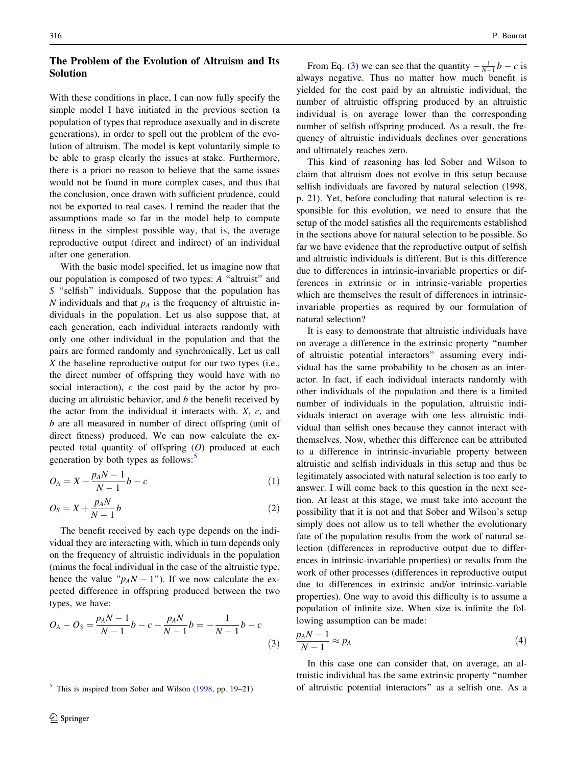## The Problem of the Evolution of Altruism and Its Solution

With these conditions in place, I can now fully specify the simple model I have initiated in the previous section (a population of types that reproduce asexually and in discrete generations), in order to spell out the problem of the evolution of altruism. The model is kept voluntarily simple to be able to grasp clearly the issues at stake. Furthermore, there is a priori no reason to believe that the same issues would not be found in more complex cases, and thus that the conclusion, once drawn with sufficient prudence, could not be exported to real cases. I remind the reader that the assumptions made so far in the model help to compute fitness in the simplest possible way, that is, the average reproductive output (direct and indirect) of an individual after one generation.

With the basic model specified, let us imagine now that our population is composed of two types: $A$ "altruist" and $S$ "selfish" individuals. Suppose that the population has $N$ individuals and that $p_A$ is the frequency of altruistic individuals in the population. Let us also suppose that, at each generation, each individual interacts randomly with only one other individual in the population and that the pairs are formed randomly and synchronically. Let us call $X$ the baseline reproductive output for our two types (i.e., the direct number of offspring they would have with no social interaction), $c$ the cost paid by the actor by producing an altruistic behavior, and $b$ the benefit received by the actor from the individual it interacts with. $X$, $c$, and $b$ are all measured in number of direct offspring (unit of direct fitness) produced. We can now calculate the expected total quantity of offspring ($O$) produced at each generation by both types as follows:[5]

$$O_A = X + \frac{p_A N - 1}{N - 1} b - c \tag{1}$$

$$O_S = X + \frac{p_A N}{N - 1} b \tag{2}$$

The benefit received by each type depends on the individual they are interacting with, which in turn depends only on the frequency of altruistic individuals in the population (minus the focal individual in the case of the altruistic type, hence the value "$p_A N - 1$"). If we now calculate the expected difference in offspring produced between the two types, we have:

$$O_A - O_S = \frac{p_A N - 1}{N - 1} b - c - \frac{p_A N}{N - 1} b = -\frac{1}{N - 1} b - c \tag{3}$$

From Eq. (3) we can see that the quantity $-\frac{1}{N-1} b - c$ is always negative. Thus no matter how much benefit is yielded for the cost paid by an altruistic individual, the number of altruistic offspring produced by an altruistic individual is on average lower than the corresponding number of selfish offspring produced. As a result, the frequency of altruistic individuals declines over generations and ultimately reaches zero.

This kind of reasoning has led Sober and Wilson to claim that altruism does not evolve in this setup because selfish individuals are favored by natural selection (1998, p. 21). Yet, before concluding that natural selection is responsible for this evolution, we need to ensure that the setup of the model satisfies all the requirements established in the sections above for natural selection to be possible. So far we have evidence that the reproductive output of selfish and altruistic individuals is different. But is this difference due to differences in intrinsic-invariable properties or differences in extrinsic or in intrinsic-variable properties which are themselves the result of differences in intrinsic-invariable properties as required by our formulation of natural selection?

It is easy to demonstrate that altruistic individuals have on average a difference in the extrinsic property "number of altruistic potential interactors" assuming every individual has the same probability to be chosen as an interactor. In fact, if each individual interacts randomly with other individuals of the population and there is a limited number of individuals in the population, altruistic individuals interact on average with one less altruistic individual than selfish ones because they cannot interact with themselves. Now, whether this difference can be attributed to a difference in intrinsic-invariable property between altruistic and selfish individuals in this setup and thus be legitimately associated with natural selection is too early to answer. I will come back to this question in the next section. At least at this stage, we must take into account the possibility that it is not and that Sober and Wilson's setup simply does not allow us to tell whether the evolutionary fate of the population results from the work of natural selection (differences in reproductive output due to differences in intrinsic-invariable properties) or results from the work of other processes (differences in reproductive output due to differences in extrinsic and/or intrinsic-variable properties). One way to avoid this difficulty is to assume a population of infinite size. When size is infinite the following assumption can be made:

$$\frac{p_A N - 1}{N - 1} \approx p_A \tag{4}$$

In this case one can consider that, on average, an altruistic individual has the same extrinsic property "number of altruistic potential interactors" as a selfish one. As a

[5] This is inspired from Sober and Wilson (1998, pp. 19–21)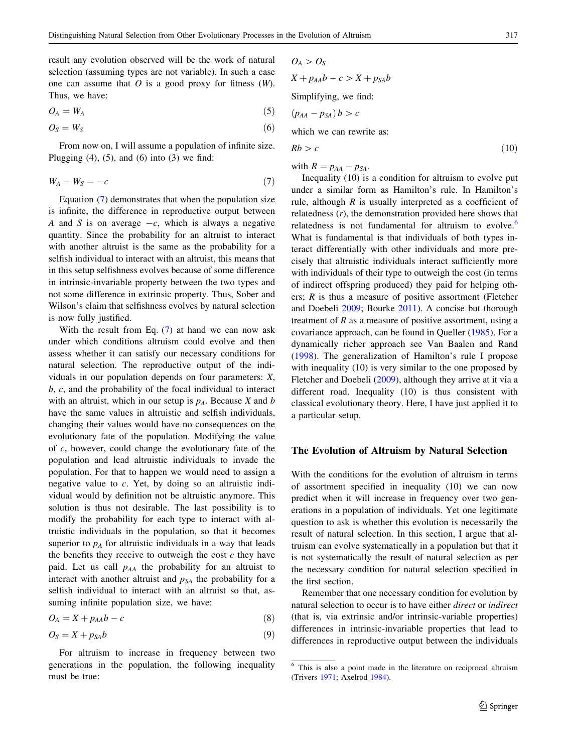result any evolution observed will be the work of natural selection (assuming types are not variable). In such a case one can assume that $O$ is a good proxy for fitness ($W$). Thus, we have:

$$O_A = W_A \tag{5}$$

$$O_S = W_S \tag{6}$$

From now on, I will assume a population of infinite size. Plugging (4), (5), and (6) into (3) we find:

$$W_A - W_S = -c \tag{7}$$

Equation (7) demonstrates that when the population size is infinite, the difference in reproductive output between $A$ and $S$ is on average $-c$, which is always a negative quantity. Since the probability for an altruist to interact with another altruist is the same as the probability for a selfish individual to interact with an altruist, this means that in this setup selfishness evolves because of some difference in intrinsic-invariable property between the two types and not some difference in extrinsic property. Thus, Sober and Wilson's claim that selfishness evolves by natural selection is now fully justified.

With the result from Eq. (7) at hand we can now ask under which conditions altruism could evolve and then assess whether it can satisfy our necessary conditions for natural selection. The reproductive output of the individuals in our population depends on four parameters: $X$, $b$, $c$, and the probability of the focal individual to interact with an altruist, which in our setup is $p_A$. Because $X$ and $b$ have the same values in altruistic and selfish individuals, changing their values would have no consequences on the evolutionary fate of the population. Modifying the value of $c$, however, could change the evolutionary fate of the population and lead altruistic individuals to invade the population. For that to happen we would need to assign a negative value to $c$. Yet, by doing so an altruistic individual would by definition not be altruistic anymore. This solution is thus not desirable. The last possibility is to modify the probability for each type to interact with altruistic individuals in the population, so that it becomes superior to $p_A$ for altruistic individuals in a way that leads the benefits they receive to outweigh the cost $c$ they have paid. Let us call $p_{AA}$ the probability for an altruist to interact with another altruist and $p_{SA}$ the probability for a selfish individual to interact with an altruist so that, assuming infinite population size, we have:

$$O_A = X + p_{AA}b - c \tag{8}$$

$$O_S = X + p_{SA}b \tag{9}$$

For altruism to increase in frequency between two generations in the population, the following inequality must be true:

$$O_A > O_S$$

$$X + p_{AA}b - c > X + p_{SA}b$$

Simplifying, we find:

$$(p_{AA} - p_{SA})\,b > c$$

which we can rewrite as:

$$Rb > c \tag{10}$$

with $R = p_{AA} - p_{SA}$.

Inequality (10) is a condition for altruism to evolve put under a similar form as Hamilton's rule. In Hamilton's rule, although $R$ is usually interpreted as a coefficient of relatedness ($r$), the demonstration provided here shows that relatedness is not fundamental for altruism to evolve.[6] What is fundamental is that individuals of both types interact differentially with other individuals and more precisely that altruistic individuals interact sufficiently more with individuals of their type to outweigh the cost (in terms of indirect offspring produced) they paid for helping others; $R$ is thus a measure of positive assortment (Fletcher and Doebeli 2009; Bourke 2011). A concise but thorough treatment of $R$ as a measure of positive assortment, using a covariance approach, can be found in Queller (1985). For a dynamically richer approach see Van Baalen and Rand (1998). The generalization of Hamilton's rule I propose with inequality (10) is very similar to the one proposed by Fletcher and Doebeli (2009), although they arrive at it via a different road. Inequality (10) is thus consistent with classical evolutionary theory. Here, I have just applied it to a particular setup.

## The Evolution of Altruism by Natural Selection

With the conditions for the evolution of altruism in terms of assortment specified in inequality (10) we can now predict when it will increase in frequency over two generations in a population of individuals. Yet one legitimate question to ask is whether this evolution is necessarily the result of natural selection. In this section, I argue that altruism can evolve systematically in a population but that it is not systematically the result of natural selection as per the necessary condition for natural selection specified in the first section.

Remember that one necessary condition for evolution by natural selection to occur is to have either *direct* or *indirect* (that is, via extrinsic and/or intrinsic-variable properties) differences in intrinsic-invariable properties that lead to differences in reproductive output between the individuals

---

[6] This is also a point made in the literature on reciprocal altruism (Trivers 1971; Axelrod 1984).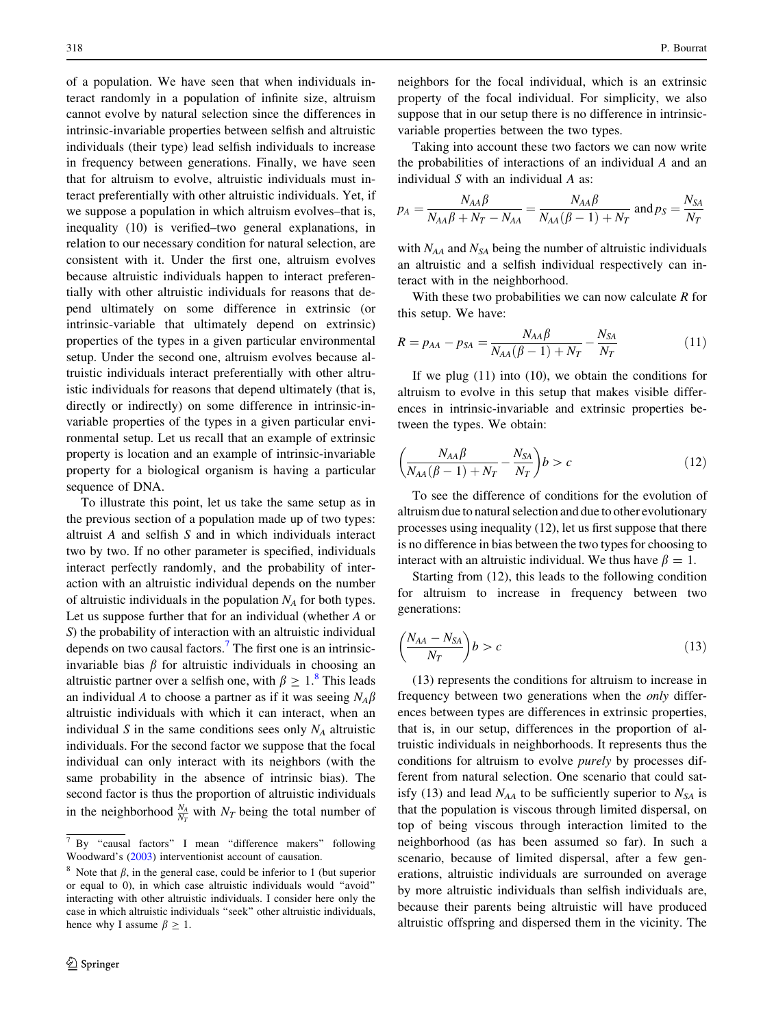of a population. We have seen that when individuals interact randomly in a population of infinite size, altruism cannot evolve by natural selection since the differences in intrinsic-invariable properties between selfish and altruistic individuals (their type) lead selfish individuals to increase in frequency between generations. Finally, we have seen that for altruism to evolve, altruistic individuals must interact preferentially with other altruistic individuals. Yet, if we suppose a population in which altruism evolves–that is, inequality (10) is verified–two general explanations, in relation to our necessary condition for natural selection, are consistent with it. Under the first one, altruism evolves because altruistic individuals happen to interact preferentially with other altruistic individuals for reasons that depend ultimately on some difference in extrinsic (or intrinsic-variable that ultimately depend on extrinsic) properties of the types in a given particular environmental setup. Under the second one, altruism evolves because altruistic individuals interact preferentially with other altruistic individuals for reasons that depend ultimately (that is, directly or indirectly) on some difference in intrinsic-invariable properties of the types in a given particular environmental setup. Let us recall that an example of extrinsic property is location and an example of intrinsic-invariable property for a biological organism is having a particular sequence of DNA.

To illustrate this point, let us take the same setup as in the previous section of a population made up of two types: altruist $A$ and selfish $S$ and in which individuals interact two by two. If no other parameter is specified, individuals interact perfectly randomly, and the probability of interaction with an altruistic individual depends on the number of altruistic individuals in the population $N_A$ for both types. Let us suppose further that for an individual (whether $A$ or $S$) the probability of interaction with an altruistic individual depends on two causal factors.[7] The first one is an intrinsic-invariable bias $\beta$ for altruistic individuals in choosing an altruistic partner over a selfish one, with $\beta \geq 1$.[8] This leads an individual $A$ to choose a partner as if it was seeing $N_A\beta$ altruistic individuals with which it can interact, when an individual $S$ in the same conditions sees only $N_A$ altruistic individuals. For the second factor we suppose that the focal individual can only interact with its neighbors (with the same probability in the absence of intrinsic bias). The second factor is thus the proportion of altruistic individuals in the neighborhood $\frac{N_A}{N_T}$ with $N_T$ being the total number of neighbors for the focal individual, which is an extrinsic property of the focal individual. For simplicity, we also suppose that in our setup there is no difference in intrinsic-variable properties between the two types.

Taking into account these two factors we can now write the probabilities of interactions of an individual $A$ and an individual $S$ with an individual $A$ as:

$$p_A = \frac{N_{AA}\beta}{N_{AA}\beta + N_T - N_{AA}} = \frac{N_{AA}\beta}{N_{AA}(\beta - 1) + N_T} \text{ and } p_S = \frac{N_{SA}}{N_T}$$

with $N_{AA}$ and $N_{SA}$ being the number of altruistic individuals an altruistic and a selfish individual respectively can interact with in the neighborhood.

With these two probabilities we can now calculate $R$ for this setup. We have:

$$R = p_{AA} - p_{SA} = \frac{N_{AA}\beta}{N_{AA}(\beta - 1) + N_T} - \frac{N_{SA}}{N_T} \tag{11}$$

If we plug (11) into (10), we obtain the conditions for altruism to evolve in this setup that makes visible differences in intrinsic-invariable and extrinsic properties between the types. We obtain:

$$\left(\frac{N_{AA}\beta}{N_{AA}(\beta - 1) + N_T} - \frac{N_{SA}}{N_T}\right)b > c \tag{12}$$

To see the difference of conditions for the evolution of altruism due to natural selection and due to other evolutionary processes using inequality (12), let us first suppose that there is no difference in bias between the two types for choosing to interact with an altruistic individual. We thus have $\beta = 1$.

Starting from (12), this leads to the following condition for altruism to increase in frequency between two generations:

$$\left(\frac{N_{AA} - N_{SA}}{N_T}\right)b > c \tag{13}$$

(13) represents the conditions for altruism to increase in frequency between two generations when the *only* differences between types are differences in extrinsic properties, that is, in our setup, differences in the proportion of altruistic individuals in neighborhoods. It represents thus the conditions for altruism to evolve *purely* by processes different from natural selection. One scenario that could satisfy (13) and lead $N_{AA}$ to be sufficiently superior to $N_{SA}$ is that the population is viscous through limited dispersal, on top of being viscous through interaction limited to the neighborhood (as has been assumed so far). In such a scenario, because of limited dispersal, after a few generations, altruistic individuals are surrounded on average by more altruistic individuals than selfish individuals are, because their parents being altruistic will have produced altruistic offspring and dispersed them in the vicinity. The

---

[7] By "causal factors" I mean "difference makers" following Woodward's (2003) interventionist account of causation.

[8] Note that $\beta$, in the general case, could be inferior to 1 (but superior or equal to 0), in which case altruistic individuals would "avoid" interacting with other altruistic individuals. I consider here only the case in which altruistic individuals "seek" other altruistic individuals, hence why I assume $\beta \geq 1$.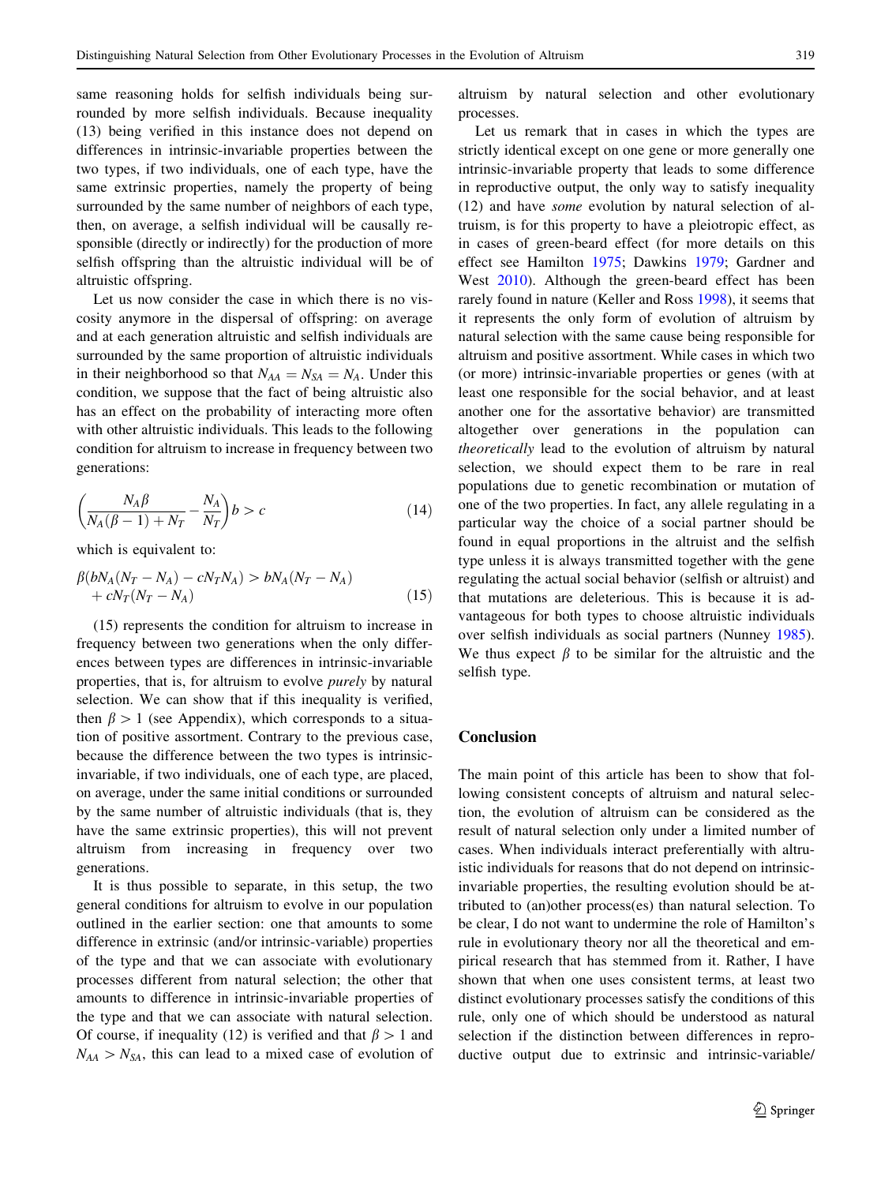same reasoning holds for selfish individuals being surrounded by more selfish individuals. Because inequality (13) being verified in this instance does not depend on differences in intrinsic-invariable properties between the two types, if two individuals, one of each type, have the same extrinsic properties, namely the property of being surrounded by the same number of neighbors of each type, then, on average, a selfish individual will be causally responsible (directly or indirectly) for the production of more selfish offspring than the altruistic individual will be of altruistic offspring.

Let us now consider the case in which there is no viscosity anymore in the dispersal of offspring: on average and at each generation altruistic and selfish individuals are surrounded by the same proportion of altruistic individuals in their neighborhood so that $N_{AA} = N_{SA} = N_A$. Under this condition, we suppose that the fact of being altruistic also has an effect on the probability of interacting more often with other altruistic individuals. This leads to the following condition for altruism to increase in frequency between two generations:

$$\left(\frac{N_A\beta}{N_A(\beta-1)+N_T} - \frac{N_A}{N_T}\right)b > c \tag{14}$$

which is equivalent to:

$$\beta(bN_A(N_T - N_A) - cN_TN_A) > bN_A(N_T - N_A) + cN_T(N_T - N_A) \tag{15}$$

(15) represents the condition for altruism to increase in frequency between two generations when the only differences between types are differences in intrinsic-invariable properties, that is, for altruism to evolve *purely* by natural selection. We can show that if this inequality is verified, then $\beta > 1$ (see Appendix), which corresponds to a situation of positive assortment. Contrary to the previous case, because the difference between the two types is intrinsic-invariable, if two individuals, one of each type, are placed, on average, under the same initial conditions or surrounded by the same number of altruistic individuals (that is, they have the same extrinsic properties), this will not prevent altruism from increasing in frequency over two generations.

It is thus possible to separate, in this setup, the two general conditions for altruism to evolve in our population outlined in the earlier section: one that amounts to some difference in extrinsic (and/or intrinsic-variable) properties of the type and that we can associate with evolutionary processes different from natural selection; the other that amounts to difference in intrinsic-invariable properties of the type and that we can associate with natural selection. Of course, if inequality (12) is verified and that $\beta > 1$ and $N_{AA} > N_{SA}$, this can lead to a mixed case of evolution of altruism by natural selection and other evolutionary processes.

Let us remark that in cases in which the types are strictly identical except on one gene or more generally one intrinsic-invariable property that leads to some difference in reproductive output, the only way to satisfy inequality (12) and have *some* evolution by natural selection of altruism, is for this property to have a pleiotropic effect, as in cases of green-beard effect (for more details on this effect see Hamilton 1975; Dawkins 1979; Gardner and West 2010). Although the green-beard effect has been rarely found in nature (Keller and Ross 1998), it seems that it represents the only form of evolution of altruism by natural selection with the same cause being responsible for altruism and positive assortment. While cases in which two (or more) intrinsic-invariable properties or genes (with at least one responsible for the social behavior, and at least another one for the assortative behavior) are transmitted altogether over generations in the population can *theoretically* lead to the evolution of altruism by natural selection, we should expect them to be rare in real populations due to genetic recombination or mutation of one of the two properties. In fact, any allele regulating in a particular way the choice of a social partner should be found in equal proportions in the altruist and the selfish type unless it is always transmitted together with the gene regulating the actual social behavior (selfish or altruist) and that mutations are deleterious. This is because it is advantageous for both types to choose altruistic individuals over selfish individuals as social partners (Nunney 1985). We thus expect $\beta$ to be similar for the altruistic and the selfish type.

## Conclusion

The main point of this article has been to show that following consistent concepts of altruism and natural selection, the evolution of altruism can be considered as the result of natural selection only under a limited number of cases. When individuals interact preferentially with altruistic individuals for reasons that do not depend on intrinsic-invariable properties, the resulting evolution should be attributed to (an)other process(es) than natural selection. To be clear, I do not want to undermine the role of Hamilton's rule in evolutionary theory nor all the theoretical and empirical research that has stemmed from it. Rather, I have shown that when one uses consistent terms, at least two distinct evolutionary processes satisfy the conditions of this rule, only one of which should be understood as natural selection if the distinction between differences in reproductive output due to extrinsic and intrinsic-variable/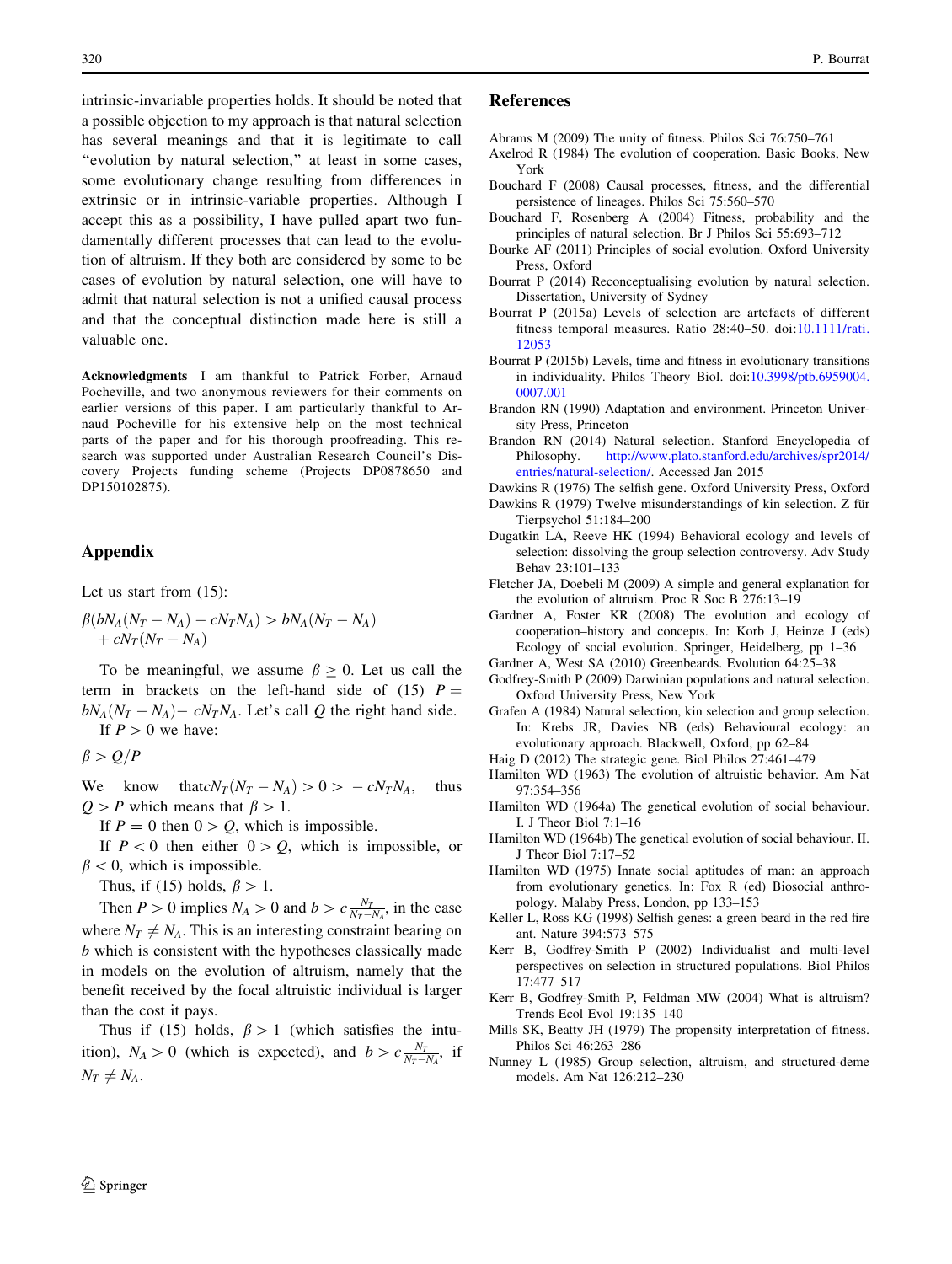intrinsic-invariable properties holds. It should be noted that a possible objection to my approach is that natural selection has several meanings and that it is legitimate to call "evolution by natural selection," at least in some cases, some evolutionary change resulting from differences in extrinsic or in intrinsic-variable properties. Although I accept this as a possibility, I have pulled apart two fundamentally different processes that can lead to the evolution of altruism. If they both are considered by some to be cases of evolution by natural selection, one will have to admit that natural selection is not a unified causal process and that the conceptual distinction made here is still a valuable one.

**Acknowledgments** I am thankful to Patrick Forber, Arnaud Pocheville, and two anonymous reviewers for their comments on earlier versions of this paper. I am particularly thankful to Arnaud Pocheville for his extensive help on the most technical parts of the paper and for his thorough proofreading. This research was supported under Australian Research Council's Discovery Projects funding scheme (Projects DP0878650 and DP150102875).

## Appendix

Let us start from (15):

$$\beta(bN_A(N_T - N_A) - cN_TN_A) > bN_A(N_T - N_A) + cN_T(N_T - N_A)$$

To be meaningful, we assume $\beta \geq 0$. Let us call the term in brackets on the left-hand side of (15) $P = bN_A(N_T - N_A) - cN_TN_A$. Let's call $Q$ the right hand side.

If $P > 0$ we have:

$$\beta > Q/P$$

We know that $cN_T(N_T - N_A) > 0 > -cN_TN_A$, thus $Q > P$ which means that $\beta > 1$.

If $P = 0$ then $0 > Q$, which is impossible.

If $P < 0$ then either $0 > Q$, which is impossible, or $\beta < 0$, which is impossible.

Thus, if (15) holds, $\beta > 1$.

Then $P > 0$ implies $N_A > 0$ and $b > c\frac{N_T}{N_T - N_A}$, in the case where $N_T \neq N_A$. This is an interesting constraint bearing on $b$ which is consistent with the hypotheses classically made in models on the evolution of altruism, namely that the benefit received by the focal altruistic individual is larger than the cost it pays.

Thus if (15) holds, $\beta > 1$ (which satisfies the intuition), $N_A > 0$ (which is expected), and $b > c\frac{N_T}{N_T - N_A}$, if $N_T \neq N_A$.

## References

Abrams M (2009) The unity of fitness. Philos Sci 76:750–761

Axelrod R (1984) The evolution of cooperation. Basic Books, New York

Bouchard F (2008) Causal processes, fitness, and the differential persistence of lineages. Philos Sci 75:560–570

Bouchard F, Rosenberg A (2004) Fitness, probability and the principles of natural selection. Br J Philos Sci 55:693–712

Bourke AF (2011) Principles of social evolution. Oxford University Press, Oxford

Bourrat P (2014) Reconceptualising evolution by natural selection. Dissertation, University of Sydney

Bourrat P (2015a) Levels of selection are artefacts of different fitness temporal measures. Ratio 28:40–50. doi:10.1111/rati.12053

Bourrat P (2015b) Levels, time and fitness in evolutionary transitions in individuality. Philos Theory Biol. doi:10.3998/ptb.6959004.0007.001

Brandon RN (1990) Adaptation and environment. Princeton University Press, Princeton

Brandon RN (2014) Natural selection. Stanford Encyclopedia of Philosophy. http://www.plato.stanford.edu/archives/spr2014/entries/natural-selection/. Accessed Jan 2015

Dawkins R (1976) The selfish gene. Oxford University Press, Oxford

Dawkins R (1979) Twelve misunderstandings of kin selection. Z für Tierpsychol 51:184–200

Dugatkin LA, Reeve HK (1994) Behavioral ecology and levels of selection: dissolving the group selection controversy. Adv Study Behav 23:101–133

Fletcher JA, Doebeli M (2009) A simple and general explanation for the evolution of altruism. Proc R Soc B 276:13–19

Gardner A, Foster KR (2008) The evolution and ecology of cooperation–history and concepts. In: Korb J, Heinze J (eds) Ecology of social evolution. Springer, Heidelberg, pp 1–36

Gardner A, West SA (2010) Greenbeards. Evolution 64:25–38

Godfrey-Smith P (2009) Darwinian populations and natural selection. Oxford University Press, New York

Grafen A (1984) Natural selection, kin selection and group selection. In: Krebs JR, Davies NB (eds) Behavioural ecology: an evolutionary approach. Blackwell, Oxford, pp 62–84

Haig D (2012) The strategic gene. Biol Philos 27:461–479

Hamilton WD (1963) The evolution of altruistic behavior. Am Nat 97:354–356

Hamilton WD (1964a) The genetical evolution of social behaviour. I. J Theor Biol 7:1–16

Hamilton WD (1964b) The genetical evolution of social behaviour. II. J Theor Biol 7:17–52

Hamilton WD (1975) Innate social aptitudes of man: an approach from evolutionary genetics. In: Fox R (ed) Biosocial anthropology. Malaby Press, London, pp 133–153

Keller L, Ross KG (1998) Selfish genes: a green beard in the red fire ant. Nature 394:573–575

Kerr B, Godfrey-Smith P (2002) Individualist and multi-level perspectives on selection in structured populations. Biol Philos 17:477–517

Kerr B, Godfrey-Smith P, Feldman MW (2004) What is altruism? Trends Ecol Evol 19:135–140

Mills SK, Beatty JH (1979) The propensity interpretation of fitness. Philos Sci 46:263–286

Nunney L (1985) Group selection, altruism, and structured-deme models. Am Nat 126:212–230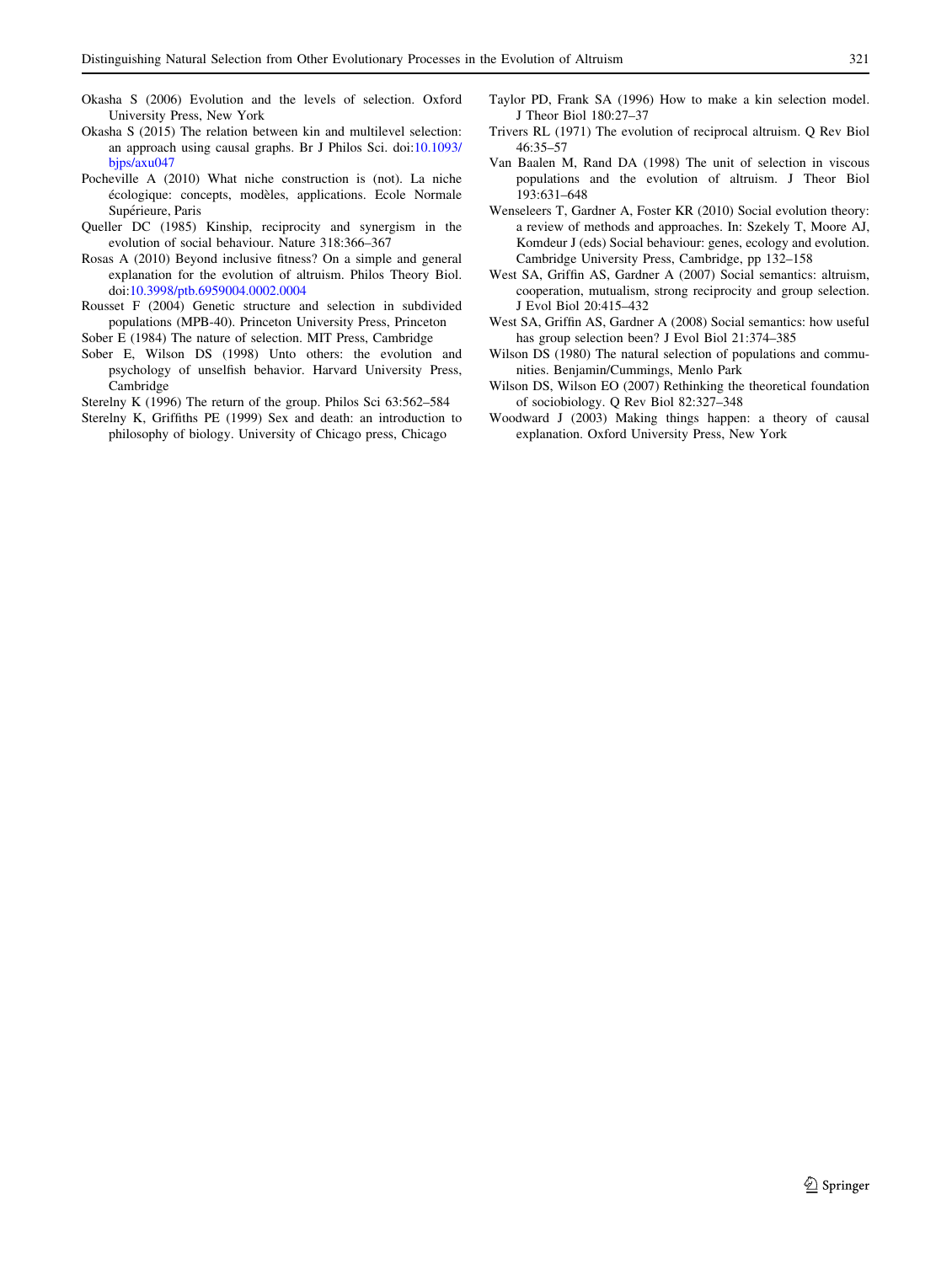Okasha S (2006) Evolution and the levels of selection. Oxford University Press, New York

Okasha S (2015) The relation between kin and multilevel selection: an approach using causal graphs. Br J Philos Sci. doi:10.1093/bjps/axu047

Pocheville A (2010) What niche construction is (not). La niche écologique: concepts, modèles, applications. Ecole Normale Supérieure, Paris

Queller DC (1985) Kinship, reciprocity and synergism in the evolution of social behaviour. Nature 318:366–367

Rosas A (2010) Beyond inclusive fitness? On a simple and general explanation for the evolution of altruism. Philos Theory Biol. doi:10.3998/ptb.6959004.0002.0004

Rousset F (2004) Genetic structure and selection in subdivided populations (MPB-40). Princeton University Press, Princeton

Sober E (1984) The nature of selection. MIT Press, Cambridge

Sober E, Wilson DS (1998) Unto others: the evolution and psychology of unselfish behavior. Harvard University Press, Cambridge

Sterelny K (1996) The return of the group. Philos Sci 63:562–584

Sterelny K, Griffiths PE (1999) Sex and death: an introduction to philosophy of biology. University of Chicago press, Chicago

Taylor PD, Frank SA (1996) How to make a kin selection model. J Theor Biol 180:27–37

Trivers RL (1971) The evolution of reciprocal altruism. Q Rev Biol 46:35–57

Van Baalen M, Rand DA (1998) The unit of selection in viscous populations and the evolution of altruism. J Theor Biol 193:631–648

Wenseleers T, Gardner A, Foster KR (2010) Social evolution theory: a review of methods and approaches. In: Szekely T, Moore AJ, Komdeur J (eds) Social behaviour: genes, ecology and evolution. Cambridge University Press, Cambridge, pp 132–158

West SA, Griffin AS, Gardner A (2007) Social semantics: altruism, cooperation, mutualism, strong reciprocity and group selection. J Evol Biol 20:415–432

West SA, Griffin AS, Gardner A (2008) Social semantics: how useful has group selection been? J Evol Biol 21:374–385

Wilson DS (1980) The natural selection of populations and communities. Benjamin/Cummings, Menlo Park

Wilson DS, Wilson EO (2007) Rethinking the theoretical foundation of sociobiology. Q Rev Biol 82:327–348

Woodward J (2003) Making things happen: a theory of causal explanation. Oxford University Press, New York